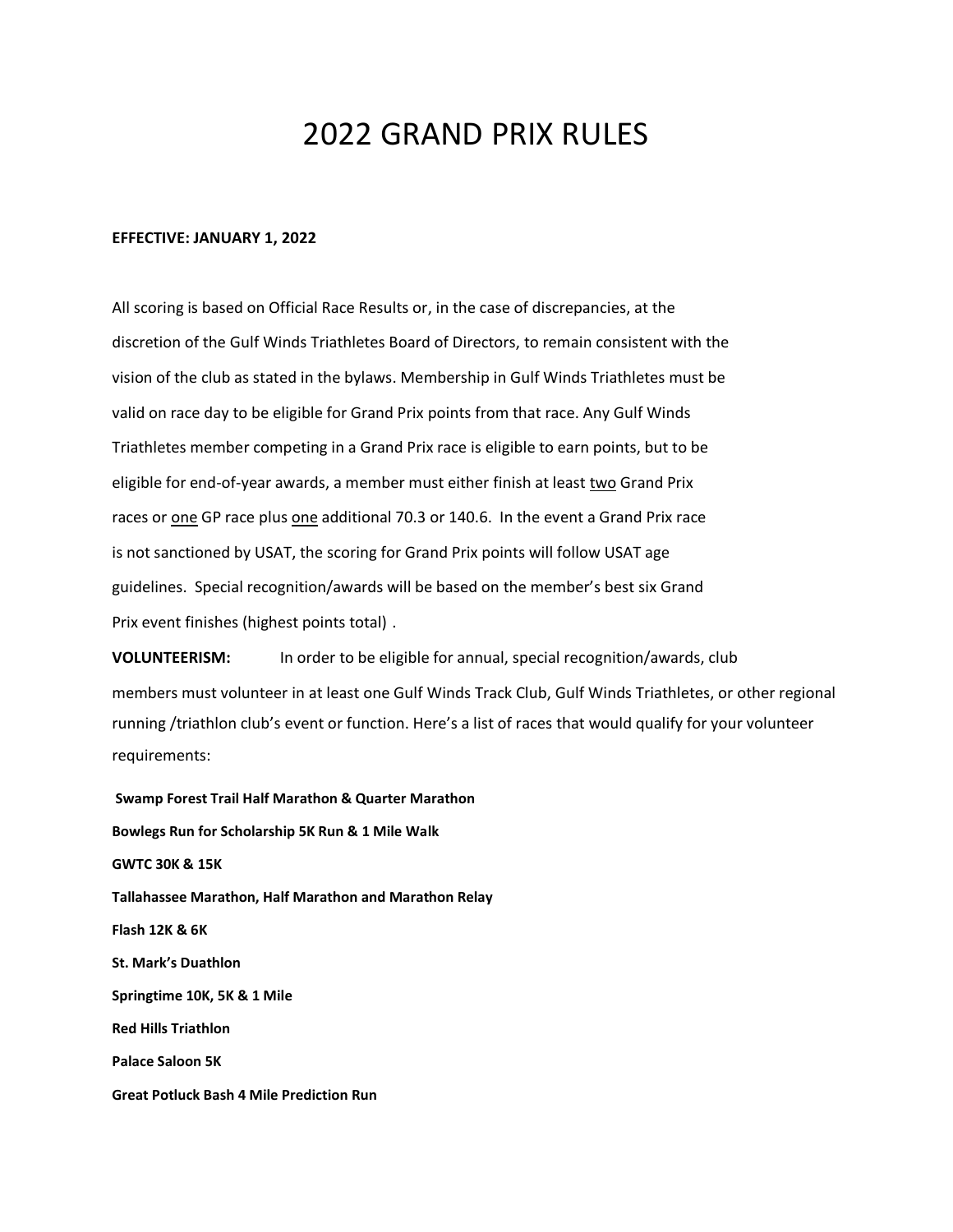# 2022 GRAND PRIX RULES

**EFFECTIVE: JANUARY 1, 2022**

All scoring is based on Official Race Results or, in the case of discrepancies, at the discretion of the Gulf Winds Triathletes Board of Directors, to remain consistent with the vision of the club as stated in the bylaws. Membership in Gulf Winds Triathletes must be valid on race day to be eligible for Grand Prix points from that race. Any Gulf Winds Triathletes member competing in a Grand Prix race is eligible to earn points, but to be eligible for end-of-year awards, a member must either finish at least two Grand Prix races or one GP race plus one additional 70.3 or 140.6. In the event a Grand Prix race is not sanctioned by USAT, the scoring for Grand Prix points will follow USAT age guidelines. Special recognition/awards will be based on the member's best six Grand Prix event finishes (highest points total) .

**VOLUNTEERISM:** In order to be eligible for annual, special recognition/awards, club members must volunteer in at least one Gulf Winds Track Club, Gulf Winds Triathletes, or other regional running /triathlon club's event or function. Here's a list of races that would qualify for your volunteer requirements:

**Swamp Forest Trail Half Marathon & Quarter Marathon**

**Bowlegs Run for Scholarship 5K Run & 1 Mile Walk**

**GWTC 30K & 15K**

**Tallahassee Marathon, Half Marathon and Marathon Relay**

**Flash 12K & 6K**

**St. Mark's Duathlon**

**Springtime 10K, 5K & 1 Mile**

**Red Hills Triathlon**

**Palace Saloon 5K**

**Great Potluck Bash 4 Mile Prediction Run**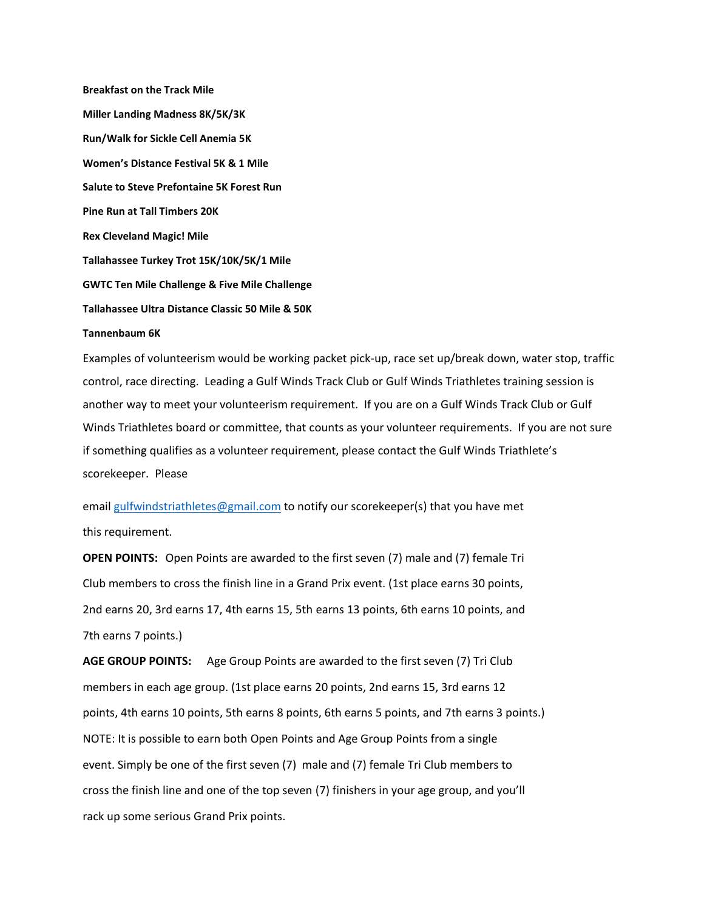**Breakfast on the Track Mile**

**Miller Landing Madness 8K/5K/3K**

**Run/Walk for Sickle Cell Anemia 5K**

**Women's Distance Festival 5K & 1 Mile**

**Salute to Steve Prefontaine 5K Forest Run**

**Pine Run at Tall Timbers 20K**

**Rex Cleveland Magic! Mile**

**Tallahassee Turkey Trot 15K/10K/5K/1 Mile**

**GWTC Ten Mile Challenge & Five Mile Challenge**

**Tallahassee Ultra Distance Classic 50 Mile & 50K**

**Tannenbaum 6K**

Examples of volunteerism would be working packet pick-up, race set up/break down, water stop, traffic control, race directing. Leading a Gulf Winds Track Club or Gulf Winds Triathletes training session is another way to meet your volunteerism requirement. If you are on a Gulf Winds Track Club or Gulf Winds Triathletes board or committee, that counts as your volunteer requirements. If you are not sure if something qualifies as a volunteer requirement, please contact the Gulf Winds Triathlete's scorekeeper. Please

email gulfwindstriathletes@gmail.com to notify our scorekeeper(s) that you have met this requirement.

**OPEN POINTS:** Open Points are awarded to the first seven (7) male and (7) female Tri Club members to cross the finish line in a Grand Prix event. (1st place earns 30 points, 2nd earns 20, 3rd earns 17, 4th earns 15, 5th earns 13 points, 6th earns 10 points, and 7th earns 7 points.)

**AGE GROUP POINTS:** Age Group Points are awarded to the first seven (7) Tri Club members in each age group. (1st place earns 20 points, 2nd earns 15, 3rd earns 12 points, 4th earns 10 points, 5th earns 8 points, 6th earns 5 points, and 7th earns 3 points.)

NOTE: It is possible to earn both Open Points and Age Group Points from a single event. Simply be one of the first seven (7) male and (7) female Tri Club members to cross the finish line and one of the top seven (7) finishers in your age group, and you'll rack up some serious Grand Prix points.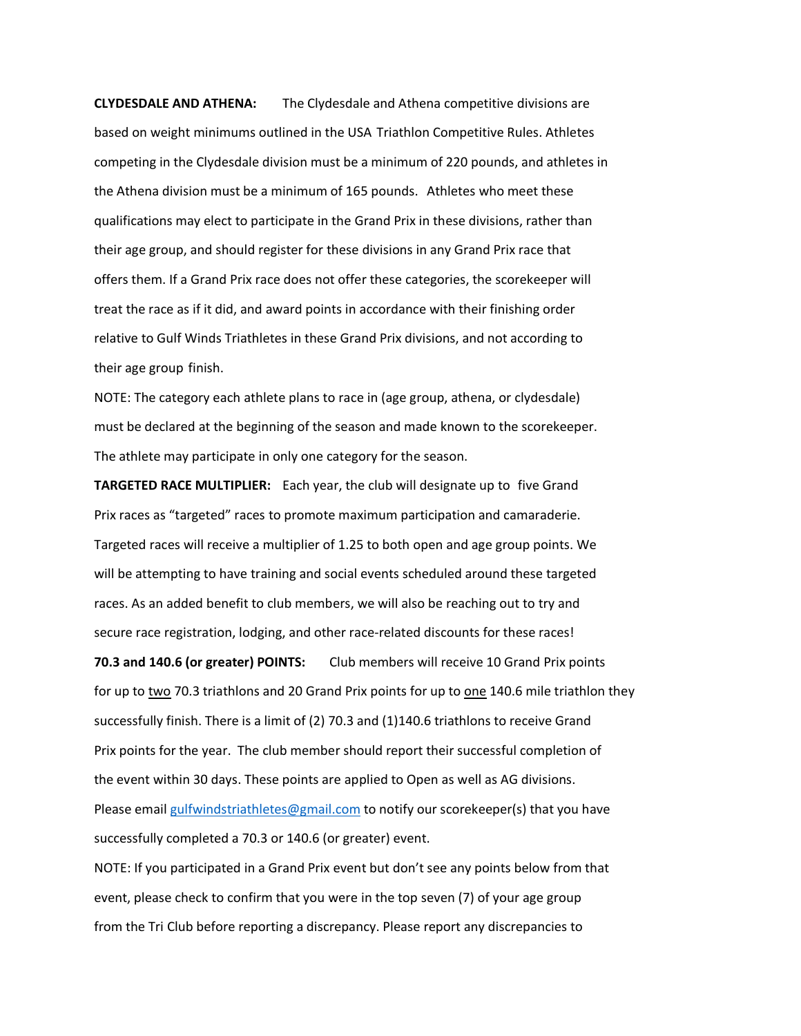**CLYDESDALE AND ATHENA:** The Clydesdale and Athena competitive divisions are based on weight minimums outlined in the USA Triathlon Competitive Rules. Athletes competing in the Clydesdale division must be a minimum of 220 pounds, and athletes in the Athena division must be a minimum of 165 pounds. Athletes who meet these qualifications may elect to participate in the Grand Prix in these divisions, rather than their age group, and should register for these divisions in any Grand Prix race that offers them. If a Grand Prix race does not offer these categories, the scorekeeper will treat the race as if it did, and award points in accordance with their finishing order relative to Gulf Winds Triathletes in these Grand Prix divisions, and not according to their age group finish.

NOTE: The category each athlete plans to race in (age group, athena, or clydesdale) must be declared at the beginning of the season and made known to the scorekeeper. The athlete may participate in only one category for the season.

**TARGETED RACE MULTIPLIER:** Each year, the club will designate up to five Grand Prix races as "targeted" races to promote maximum participation and camaraderie. Targeted races will receive a multiplier of 1.25 to both open and age group points. We will be attempting to have training and social events scheduled around these targeted races. As an added benefit to club members, we will also be reaching out to try and secure race registration, lodging, and other race-related discounts for these races!

**70.3 and 140.6 (or greater) POINTS:** Club members will receive 10 Grand Prix points for up to two 70.3 triathlons and 20 Grand Prix points for up to one 140.6 mile triathlon they successfully finish. There is a limit of (2) 70.3 and (1)140.6 triathlons to receive Grand Prix points for the year. The club member should report their successful completion of the event within 30 days. These points are applied to Open as well as AG divisions. Please email gulfwindstriathletes@gmail.com to notify our scorekeeper(s) that you have successfully completed a 70.3 or 140.6 (or greater) event.

NOTE: If you participated in a Grand Prix event but don't see any points below from that event, please check to confirm that you were in the top seven (7) of your age group from the Tri Club before reporting a discrepancy. Please report any discrepancies to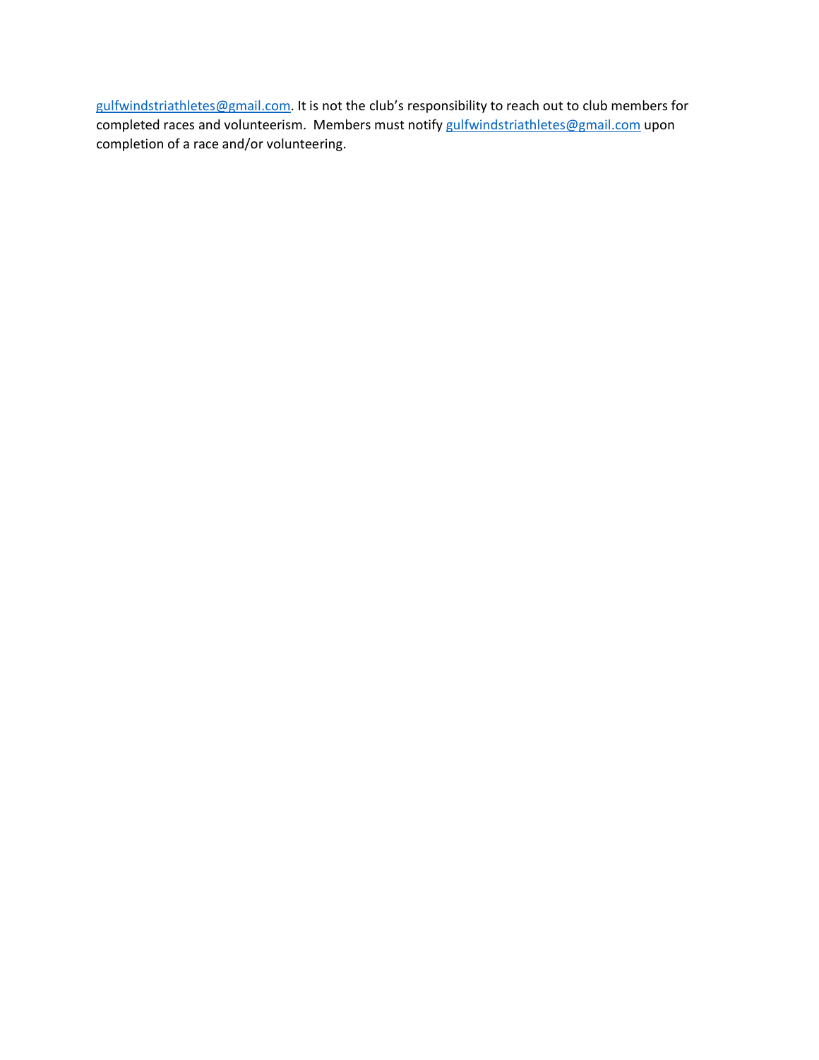gulfwindstriathletes@gmail.com. It is not the club's responsibility to reach out to club members for completed races and volunteerism.  Members must notify gulfwindstriathletes@gmail.com upon completion of a race and/or volunteering.